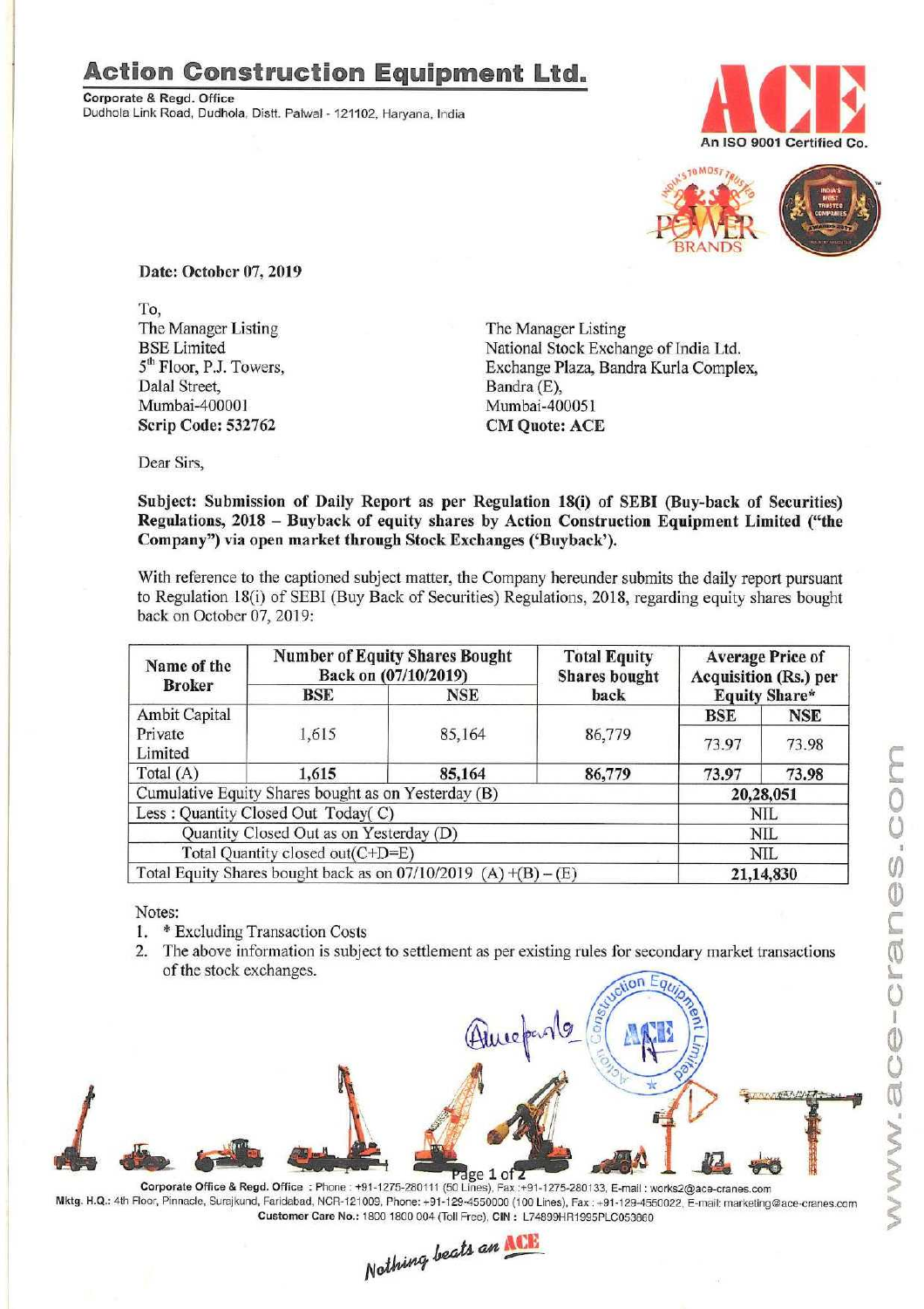# Action Construction Equipment Ltd.

**Corporate & Regd. Office**
Dudhola Link Road, Dudhola, Distt. Palwal - 121102, Haryana, India

An ISO 9001 Certified Co.

**Date: October 07, 2019**

To,
The Manager Listing
BSE Limited
5th Floor, P.J. Towers,
Dalal Street,
Mumbai-400001
**Scrip Code: 532762**

The Manager Listing
National Stock Exchange of India Ltd.
Exchange Plaza, Bandra Kurla Complex,
Bandra (E),
Mumbai-400051
**CM Quote: ACE**

Dear Sirs,

**Subject: Submission of Daily Report as per Regulation 18(i) of SEBI (Buy-back of Securities) Regulations, 2018 – Buyback of equity shares by Action Construction Equipment Limited ("the Company") via open market through Stock Exchanges ('Buyback').**

With reference to the captioned subject matter, the Company hereunder submits the daily report pursuant to Regulation 18(i) of SEBI (Buy Back of Securities) Regulations, 2018, regarding equity shares bought back on October 07, 2019:

| Name of the Broker | Number of Equity Shares Bought Back on (07/10/2019) | | Total Equity Shares bought back | Average Price of Acquisition (Rs.) per Equity Share* | |
|---|---|---|---|---|---|
| | BSE | NSE | | BSE | NSE |
| Ambit Capital Private Limited | 1,615 | 85,164 | 86,779 | 73.97 | 73.98 |
| **Total (A)** | **1,615** | **85,164** | **86,779** | **73.97** | **73.98** |
| Cumulative Equity Shares bought as on Yesterday (B) | | | | **20,28,051** | |
| Less : Quantity Closed Out Today( C) | | | | NIL | |
| Quantity Closed Out as on Yesterday (D) | | | | NIL | |
| Total Quantity closed out(C+D=E) | | | | NIL | |
| Total Equity Shares bought back as on 07/10/2019 (A) +(B) – (E) | | | | **21,14,830** | |

Notes:
1. * Excluding Transaction Costs
2. The above information is subject to settlement as per existing rules for secondary market transactions of the stock exchanges.

**Corporate Office & Regd. Office** : Phone : +91-1275-280111 (50 Lines), Fax :+91-1275-280133, E-mail : works2@ace-cranes.com
**Mktg. H.Q.:** 4th Floor, Pinnacle, Surajkund, Faridabad, NCR-121009, Phone: +91-129-4550000 (100 Lines), Fax : +91-129-4550022, E-mail: marketing@ace-cranes.com
**Customer Care No.:** 1800 1800 004 (Toll Free), **CIN :** L74899HR1995PLC053860

*Nothing beats an ACE*

www.ace-cranes.com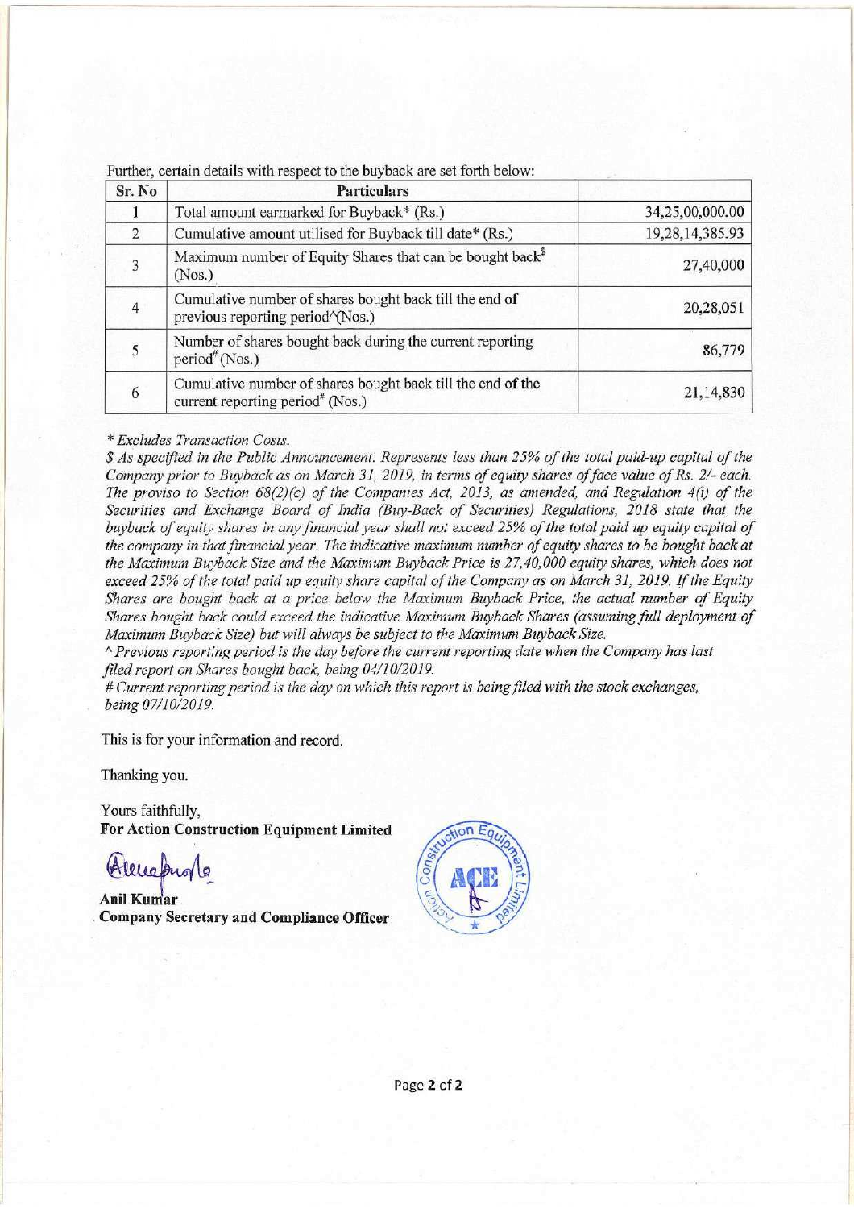Further, certain details with respect to the buyback are set forth below:

| Sr. No | Particulars | |
|---|---|---|
| 1 | Total amount earmarked for Buyback* (Rs.) | 34,25,00,000.00 |
| 2 | Cumulative amount utilised for Buyback till date* (Rs.) | 19,28,14,385.93 |
| 3 | Maximum number of Equity Shares that can be bought back$ (Nos.) | 27,40,000 |
| 4 | Cumulative number of shares bought back till the end of previous reporting period^(Nos.) | 20,28,051 |
| 5 | Number of shares bought back during the current reporting period# (Nos.) | 86,779 |
| 6 | Cumulative number of shares bought back till the end of the current reporting period# (Nos.) | 21,14,830 |

*\* Excludes Transaction Costs.*

*$ As specified in the Public Announcement. Represents less than 25% of the total paid-up capital of the Company prior to Buyback as on March 31, 2019, in terms of equity shares of face value of Rs. 2/- each. The proviso to Section 68(2)(c) of the Companies Act, 2013, as amended, and Regulation 4(i) of the Securities and Exchange Board of India (Buy-Back of Securities) Regulations, 2018 state that the buyback of equity shares in any financial year shall not exceed 25% of the total paid up equity capital of the company in that financial year. The indicative maximum number of equity shares to be bought back at the Maximum Buyback Size and the Maximum Buyback Price is 27,40,000 equity shares, which does not exceed 25% of the total paid up equity share capital of the Company as on March 31, 2019. If the Equity Shares are bought back at a price below the Maximum Buyback Price, the actual number of Equity Shares bought back could exceed the indicative Maximum Buyback Shares (assuming full deployment of Maximum Buyback Size) but will always be subject to the Maximum Buyback Size.*

*^ Previous reporting period is the day before the current reporting date when the Company has last filed report on Shares bought back, being 04/10/2019.*

*# Current reporting period is the day on which this report is being filed with the stock exchanges, being 07/10/2019.*

This is for your information and record.

Thanking you.

Yours faithfully,
**For Action Construction Equipment Limited**

**Anil Kumar**
**Company Secretary and Compliance Officer**